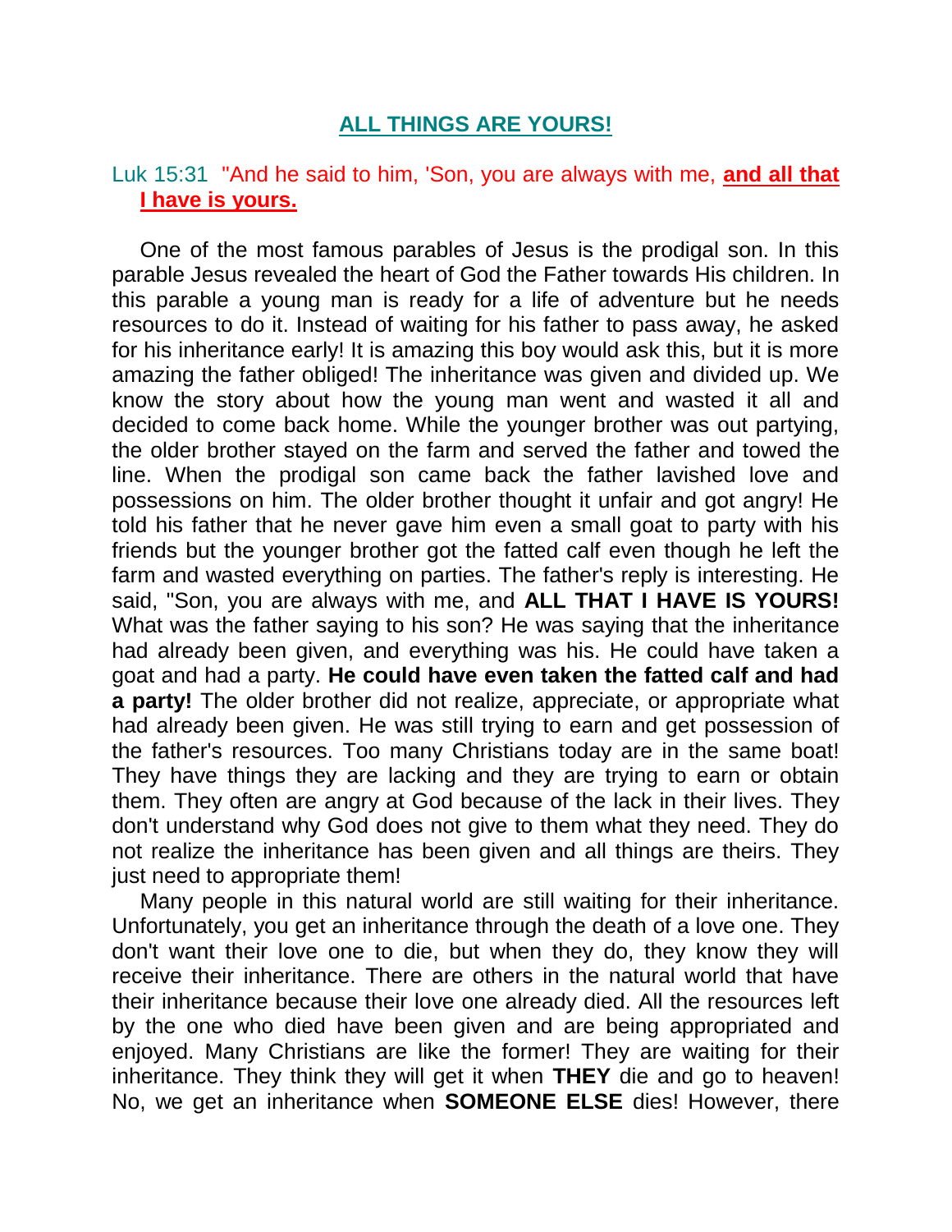# ALL THINGS ARE YOURS!

Luk 15:31 "And he said to him, 'Son, you are always with me, **and all that I have is yours.**

One of the most famous parables of Jesus is the prodigal son. In this parable Jesus revealed the heart of God the Father towards His children. In this parable a young man is ready for a life of adventure but he needs resources to do it. Instead of waiting for his father to pass away, he asked for his inheritance early! It is amazing this boy would ask this, but it is more amazing the father obliged! The inheritance was given and divided up. We know the story about how the young man went and wasted it all and decided to come back home. While the younger brother was out partying, the older brother stayed on the farm and served the father and towed the line. When the prodigal son came back the father lavished love and possessions on him. The older brother thought it unfair and got angry! He told his father that he never gave him even a small goat to party with his friends but the younger brother got the fatted calf even though he left the farm and wasted everything on parties. The father's reply is interesting. He said, "Son, you are always with me, and **ALL THAT I HAVE IS YOURS!** What was the father saying to his son? He was saying that the inheritance had already been given, and everything was his. He could have taken a goat and had a party. **He could have even taken the fatted calf and had a party!** The older brother did not realize, appreciate, or appropriate what had already been given. He was still trying to earn and get possession of the father's resources. Too many Christians today are in the same boat! They have things they are lacking and they are trying to earn or obtain them. They often are angry at God because of the lack in their lives. They don't understand why God does not give to them what they need. They do not realize the inheritance has been given and all things are theirs. They just need to appropriate them!

Many people in this natural world are still waiting for their inheritance. Unfortunately, you get an inheritance through the death of a love one. They don't want their love one to die, but when they do, they know they will receive their inheritance. There are others in the natural world that have their inheritance because their love one already died. All the resources left by the one who died have been given and are being appropriated and enjoyed. Many Christians are like the former! They are waiting for their inheritance. They think they will get it when **THEY** die and go to heaven! No, we get an inheritance when **SOMEONE ELSE** dies! However, there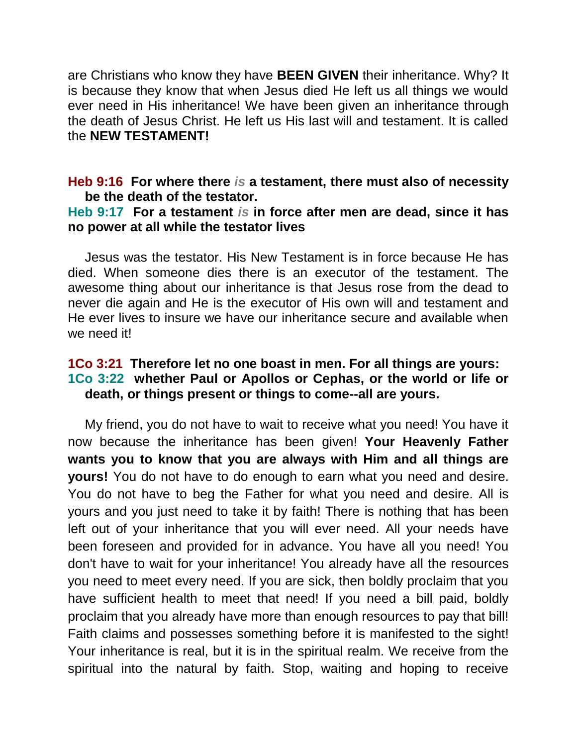are Christians who know they have **BEEN GIVEN** their inheritance. Why? It is because they know that when Jesus died He left us all things we would ever need in His inheritance! We have been given an inheritance through the death of Jesus Christ. He left us His last will and testament. It is called the **NEW TESTAMENT!**

**Heb 9:16 For where there *is* a testament, there must also of necessity be the death of the testator.**
**Heb 9:17 For a testament *is* in force after men are dead, since it has no power at all while the testator lives**

Jesus was the testator. His New Testament is in force because He has died. When someone dies there is an executor of the testament. The awesome thing about our inheritance is that Jesus rose from the dead to never die again and He is the executor of His own will and testament and He ever lives to insure we have our inheritance secure and available when we need it!

**1Co 3:21 Therefore let no one boast in men. For all things are yours:**
**1Co 3:22 whether Paul or Apollos or Cephas, or the world or life or death, or things present or things to come--all are yours.**

My friend, you do not have to wait to receive what you need! You have it now because the inheritance has been given! **Your Heavenly Father wants you to know that you are always with Him and all things are yours!** You do not have to do enough to earn what you need and desire. You do not have to beg the Father for what you need and desire. All is yours and you just need to take it by faith! There is nothing that has been left out of your inheritance that you will ever need. All your needs have been foreseen and provided for in advance. You have all you need! You don't have to wait for your inheritance! You already have all the resources you need to meet every need. If you are sick, then boldly proclaim that you have sufficient health to meet that need! If you need a bill paid, boldly proclaim that you already have more than enough resources to pay that bill! Faith claims and possesses something before it is manifested to the sight! Your inheritance is real, but it is in the spiritual realm. We receive from the spiritual into the natural by faith. Stop, waiting and hoping to receive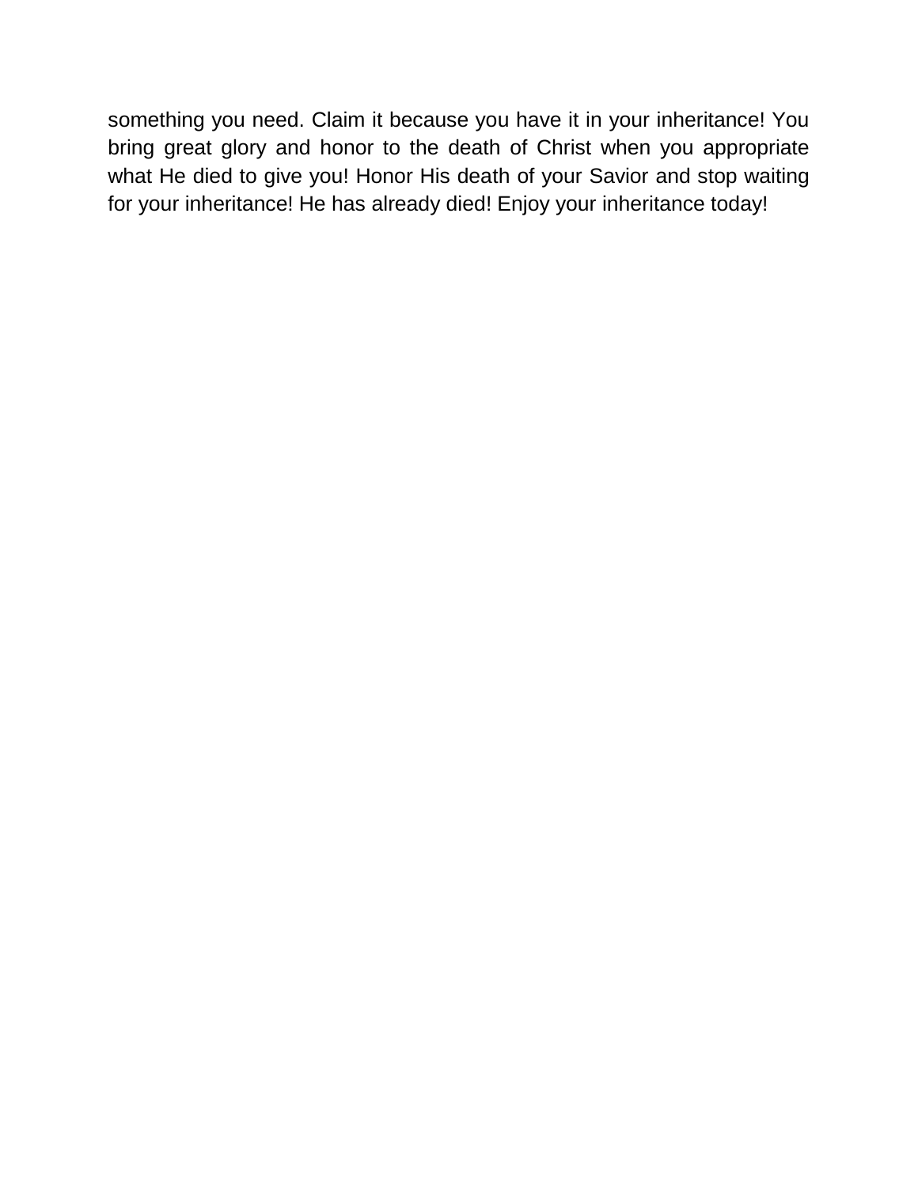something you need. Claim it because you have it in your inheritance! You bring great glory and honor to the death of Christ when you appropriate what He died to give you! Honor His death of your Savior and stop waiting for your inheritance! He has already died! Enjoy your inheritance today!